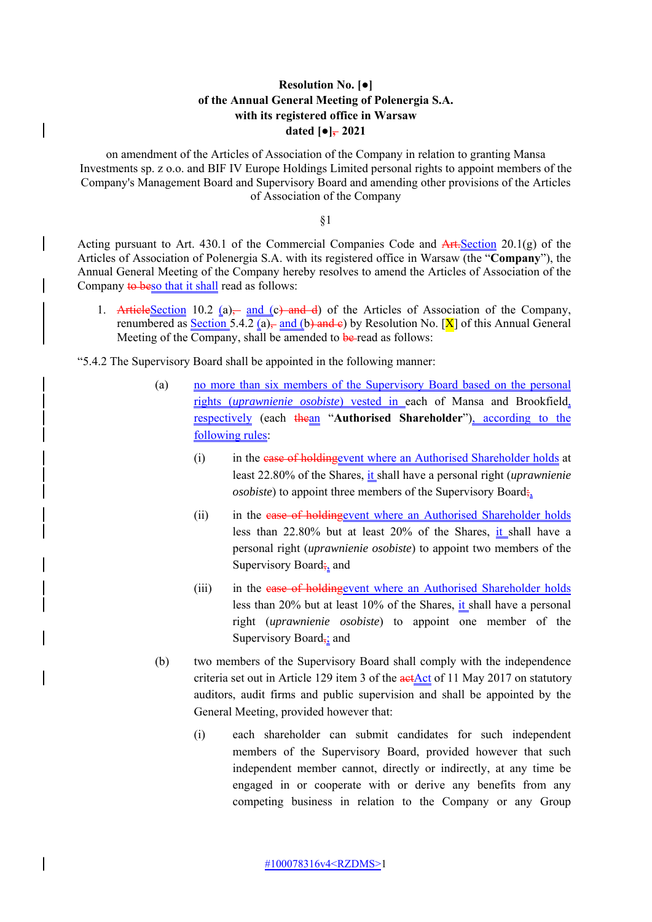**Resolution No. [●]**
**of the Annual General Meeting of Polenergia S.A.**
**with its registered office in Warsaw**
**dated [●], 2021**

on amendment of the Articles of Association of the Company in relation to granting Mansa Investments sp. z o.o. and BIF IV Europe Holdings Limited personal rights to appoint members of the Company's Management Board and Supervisory Board and amending other provisions of the Articles of Association of the Company

§1

Acting pursuant to Art. 430.1 of the Commercial Companies Code and Art.Section 20.1(g) of the Articles of Association of Polenergia S.A. with its registered office in Warsaw (the "**Company**"), the Annual General Meeting of the Company hereby resolves to amend the Articles of Association of the Company to beso that it shall read as follows:

1. ArticleSection 10.2 (a), and (c) and d) of the Articles of Association of the Company, renumbered as Section 5.4.2 (a), and (b) and c) by Resolution No. [X] of this Annual General Meeting of the Company, shall be amended to be read as follows:

"5.4.2 The Supervisory Board shall be appointed in the following manner:

(a) no more than six members of the Supervisory Board based on the personal rights (*uprawnienie osobiste*) vested in each of Mansa and Brookfield, respectively (each thean "**Authorised Shareholder**"), according to the following rules:

(i) in the case of holdingevent where an Authorised Shareholder holds at least 22.80% of the Shares, it shall have a personal right (*uprawnienie osobiste*) to appoint three members of the Supervisory Board;,

(ii) in the case of holdingevent where an Authorised Shareholder holds less than 22.80% but at least 20% of the Shares, it shall have a personal right (*uprawnienie osobiste*) to appoint two members of the Supervisory Board;, and

(iii) in the case of holdingevent where an Authorised Shareholder holds less than 20% but at least 10% of the Shares, it shall have a personal right (*uprawnienie osobiste*) to appoint one member of the Supervisory Board,; and

(b) two members of the Supervisory Board shall comply with the independence criteria set out in Article 129 item 3 of the actAct of 11 May 2017 on statutory auditors, audit firms and public supervision and shall be appointed by the General Meeting, provided however that:

(i) each shareholder can submit candidates for such independent members of the Supervisory Board, provided however that such independent member cannot, directly or indirectly, at any time be engaged in or cooperate with or derive any benefits from any competing business in relation to the Company or any Group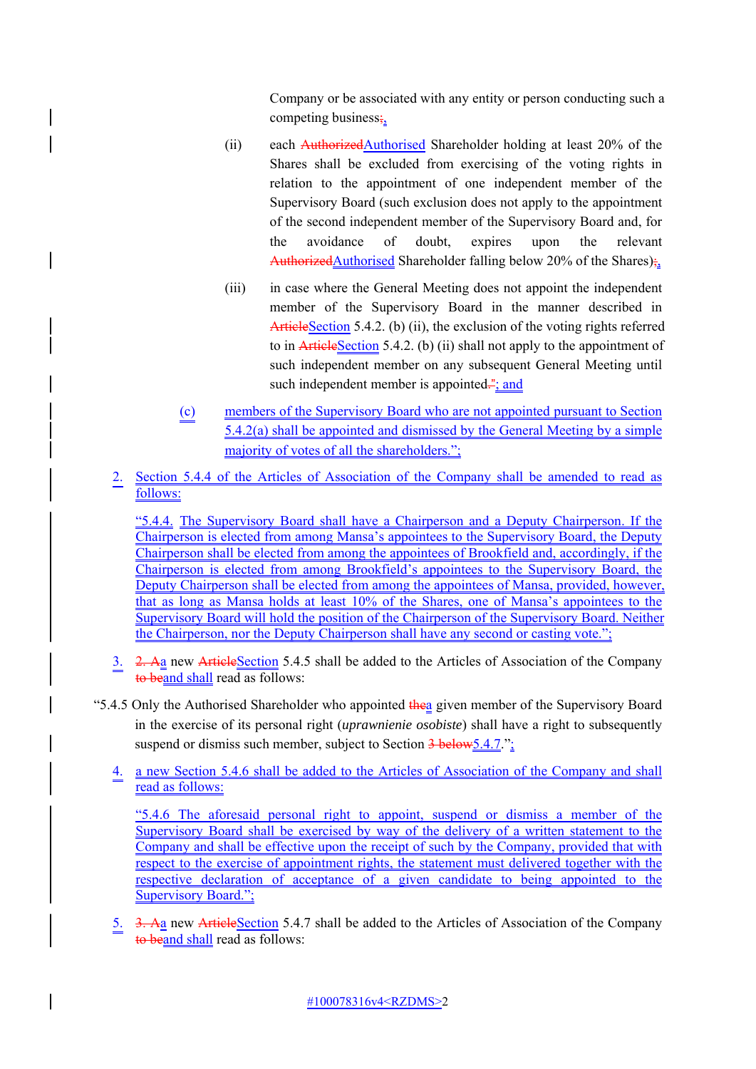Company or be associated with any entity or person conducting such a competing business~~;~~,

(ii) each ~~Authorized~~Authorised Shareholder holding at least 20% of the Shares shall be excluded from exercising of the voting rights in relation to the appointment of one independent member of the Supervisory Board (such exclusion does not apply to the appointment of the second independent member of the Supervisory Board and, for the avoidance of doubt, expires upon the relevant ~~Authorized~~Authorised Shareholder falling below 20% of the Shares)~~;~~,

(iii) in case where the General Meeting does not appoint the independent member of the Supervisory Board in the manner described in ~~Article~~Section 5.4.2. (b) (ii), the exclusion of the voting rights referred to in ~~Article~~Section 5.4.2. (b) (ii) shall not apply to the appointment of such independent member on any subsequent General Meeting until such independent member is appointed~~."~~; and

(c) members of the Supervisory Board who are not appointed pursuant to Section 5.4.2(a) shall be appointed and dismissed by the General Meeting by a simple majority of votes of all the shareholders.";

2. Section 5.4.4 of the Articles of Association of the Company shall be amended to read as follows:

"5.4.4. The Supervisory Board shall have a Chairperson and a Deputy Chairperson. If the Chairperson is elected from among Mansa's appointees to the Supervisory Board, the Deputy Chairperson shall be elected from among the appointees of Brookfield and, accordingly, if the Chairperson is elected from among Brookfield's appointees to the Supervisory Board, the Deputy Chairperson shall be elected from among the appointees of Mansa, provided, however, that as long as Mansa holds at least 10% of the Shares, one of Mansa's appointees to the Supervisory Board will hold the position of the Chairperson of the Supervisory Board. Neither the Chairperson, nor the Deputy Chairperson shall have any second or casting vote.";

3. ~~2. A~~a new ~~Article~~Section 5.4.5 shall be added to the Articles of Association of the Company ~~to be~~and shall read as follows:

"5.4.5 Only the Authorised Shareholder who appointed ~~the~~a given member of the Supervisory Board in the exercise of its personal right (*uprawnienie osobiste*) shall have a right to subsequently suspend or dismiss such member, subject to Section ~~3 below~~5.4.7.";

4. a new Section 5.4.6 shall be added to the Articles of Association of the Company and shall read as follows:

"5.4.6 The aforesaid personal right to appoint, suspend or dismiss a member of the Supervisory Board shall be exercised by way of the delivery of a written statement to the Company and shall be effective upon the receipt of such by the Company, provided that with respect to the exercise of appointment rights, the statement must delivered together with the respective declaration of acceptance of a given candidate to being appointed to the Supervisory Board.";

5. ~~3. A~~a new ~~Article~~Section 5.4.7 shall be added to the Articles of Association of the Company ~~to be~~and shall read as follows: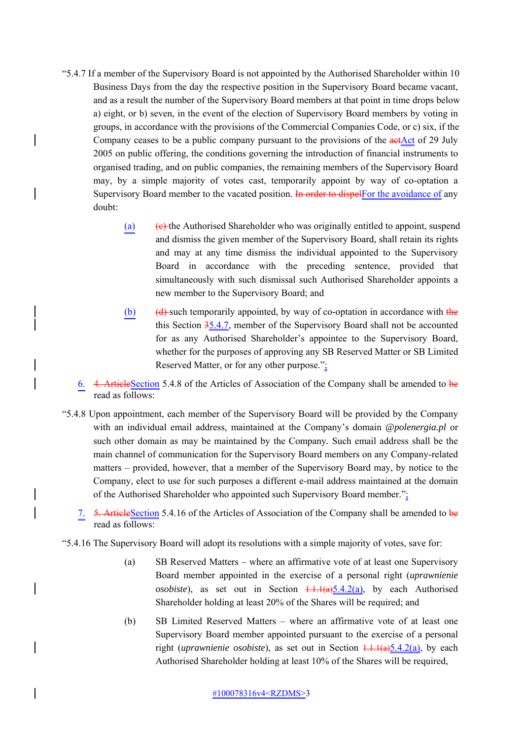"5.4.7 If a member of the Supervisory Board is not appointed by the Authorised Shareholder within 10 Business Days from the day the respective position in the Supervisory Board became vacant, and as a result the number of the Supervisory Board members at that point in time drops below a) eight, or b) seven, in the event of the election of Supervisory Board members by voting in groups, in accordance with the provisions of the Commercial Companies Code, or c) six, if the Company ceases to be a public company pursuant to the provisions of the ~~act~~Act of 29 July 2005 on public offering, the conditions governing the introduction of financial instruments to organised trading, and on public companies, the remaining members of the Supervisory Board may, by a simple majority of votes cast, temporarily appoint by way of co-optation a Supervisory Board member to the vacated position. ~~In order to dispel~~For the avoidance of any doubt:

(a) ~~(c)~~ the Authorised Shareholder who was originally entitled to appoint, suspend and dismiss the given member of the Supervisory Board, shall retain its rights and may at any time dismiss the individual appointed to the Supervisory Board in accordance with the preceding sentence, provided that simultaneously with such dismissal such Authorised Shareholder appoints a new member to the Supervisory Board; and

(b) ~~(d)~~ such temporarily appointed, by way of co-optation in accordance with ~~the~~ this Section ~~3~~5.4.7, member of the Supervisory Board shall not be accounted for as any Authorised Shareholder's appointee to the Supervisory Board, whether for the purposes of approving any SB Reserved Matter or SB Limited Reserved Matter, or for any other purpose.";

6. ~~4. Article~~Section 5.4.8 of the Articles of Association of the Company shall be amended to ~~be~~ read as follows:

"5.4.8 Upon appointment, each member of the Supervisory Board will be provided by the Company with an individual email address, maintained at the Company's domain *@polenergia.pl* or such other domain as may be maintained by the Company. Such email address shall be the main channel of communication for the Supervisory Board members on any Company-related matters – provided, however, that a member of the Supervisory Board may, by notice to the Company, elect to use for such purposes a different e-mail address maintained at the domain of the Authorised Shareholder who appointed such Supervisory Board member.";

7. ~~5. Article~~Section 5.4.16 of the Articles of Association of the Company shall be amended to ~~be~~ read as follows:

"5.4.16 The Supervisory Board will adopt its resolutions with a simple majority of votes, save for:

(a) SB Reserved Matters – where an affirmative vote of at least one Supervisory Board member appointed in the exercise of a personal right (*uprawnienie osobiste*), as set out in Section ~~1.1.1(a)~~5.4.2(a), by each Authorised Shareholder holding at least 20% of the Shares will be required; and

(b) SB Limited Reserved Matters – where an affirmative vote of at least one Supervisory Board member appointed pursuant to the exercise of a personal right (*uprawnienie osobiste*), as set out in Section ~~1.1.1(a)~~5.4.2(a), by each Authorised Shareholder holding at least 10% of the Shares will be required,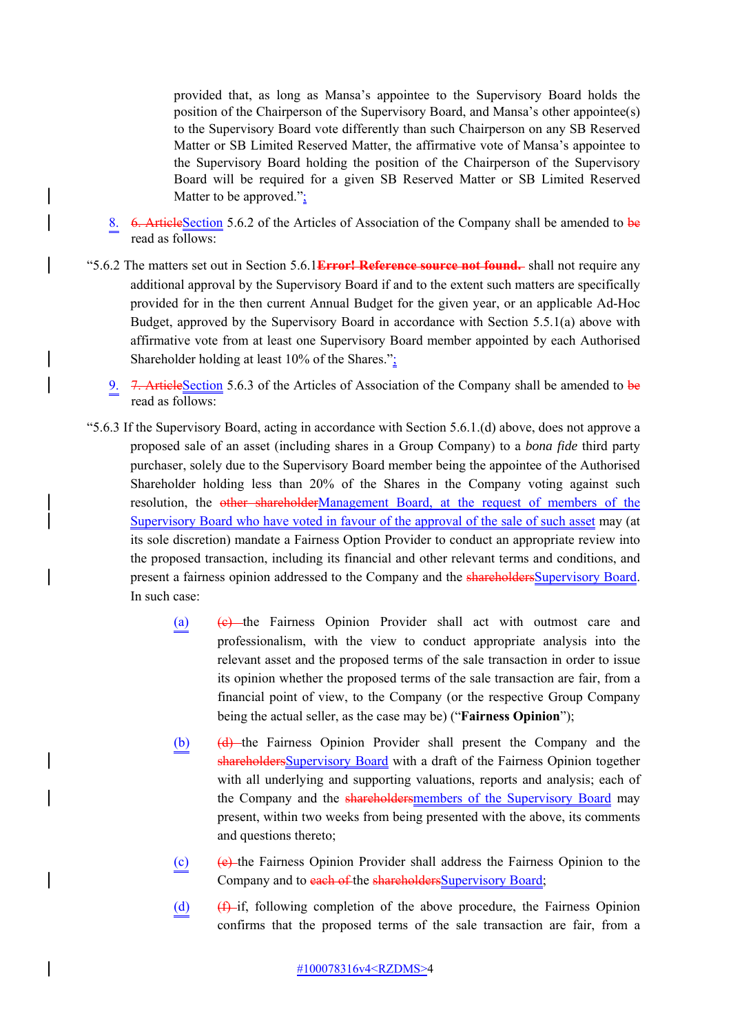provided that, as long as Mansa's appointee to the Supervisory Board holds the position of the Chairperson of the Supervisory Board, and Mansa's other appointee(s) to the Supervisory Board vote differently than such Chairperson on any SB Reserved Matter or SB Limited Reserved Matter, the affirmative vote of Mansa's appointee to the Supervisory Board holding the position of the Chairperson of the Supervisory Board will be required for a given SB Reserved Matter or SB Limited Reserved Matter to be approved.";

8. ~~6. Article~~Section 5.6.2 of the Articles of Association of the Company shall be amended to ~~be~~ read as follows:

"5.6.2 The matters set out in Section 5.6.1~~**Error! Reference source not found.**~~ shall not require any additional approval by the Supervisory Board if and to the extent such matters are specifically provided for in the then current Annual Budget for the given year, or an applicable Ad-Hoc Budget, approved by the Supervisory Board in accordance with Section 5.5.1(a) above with affirmative vote from at least one Supervisory Board member appointed by each Authorised Shareholder holding at least 10% of the Shares.";

9. ~~7. Article~~Section 5.6.3 of the Articles of Association of the Company shall be amended to ~~be~~ read as follows:

"5.6.3 If the Supervisory Board, acting in accordance with Section 5.6.1.(d) above, does not approve a proposed sale of an asset (including shares in a Group Company) to a *bona fide* third party purchaser, solely due to the Supervisory Board member being the appointee of the Authorised Shareholder holding less than 20% of the Shares in the Company voting against such resolution, the ~~other shareholder~~Management Board, at the request of members of the Supervisory Board who have voted in favour of the approval of the sale of such asset may (at its sole discretion) mandate a Fairness Option Provider to conduct an appropriate review into the proposed transaction, including its financial and other relevant terms and conditions, and present a fairness opinion addressed to the Company and the ~~shareholders~~Supervisory Board. In such case:

(a) ~~(c)~~ the Fairness Opinion Provider shall act with outmost care and professionalism, with the view to conduct appropriate analysis into the relevant asset and the proposed terms of the sale transaction in order to issue its opinion whether the proposed terms of the sale transaction are fair, from a financial point of view, to the Company (or the respective Group Company being the actual seller, as the case may be) ("**Fairness Opinion**");

(b) ~~(d)~~ the Fairness Opinion Provider shall present the Company and the ~~shareholders~~Supervisory Board with a draft of the Fairness Opinion together with all underlying and supporting valuations, reports and analysis; each of the Company and the ~~shareholders~~members of the Supervisory Board may present, within two weeks from being presented with the above, its comments and questions thereto;

(c) ~~(e)~~ the Fairness Opinion Provider shall address the Fairness Opinion to the Company and to ~~each of~~ the ~~shareholders~~Supervisory Board;

(d) ~~(f)~~ if, following completion of the above procedure, the Fairness Opinion confirms that the proposed terms of the sale transaction are fair, from a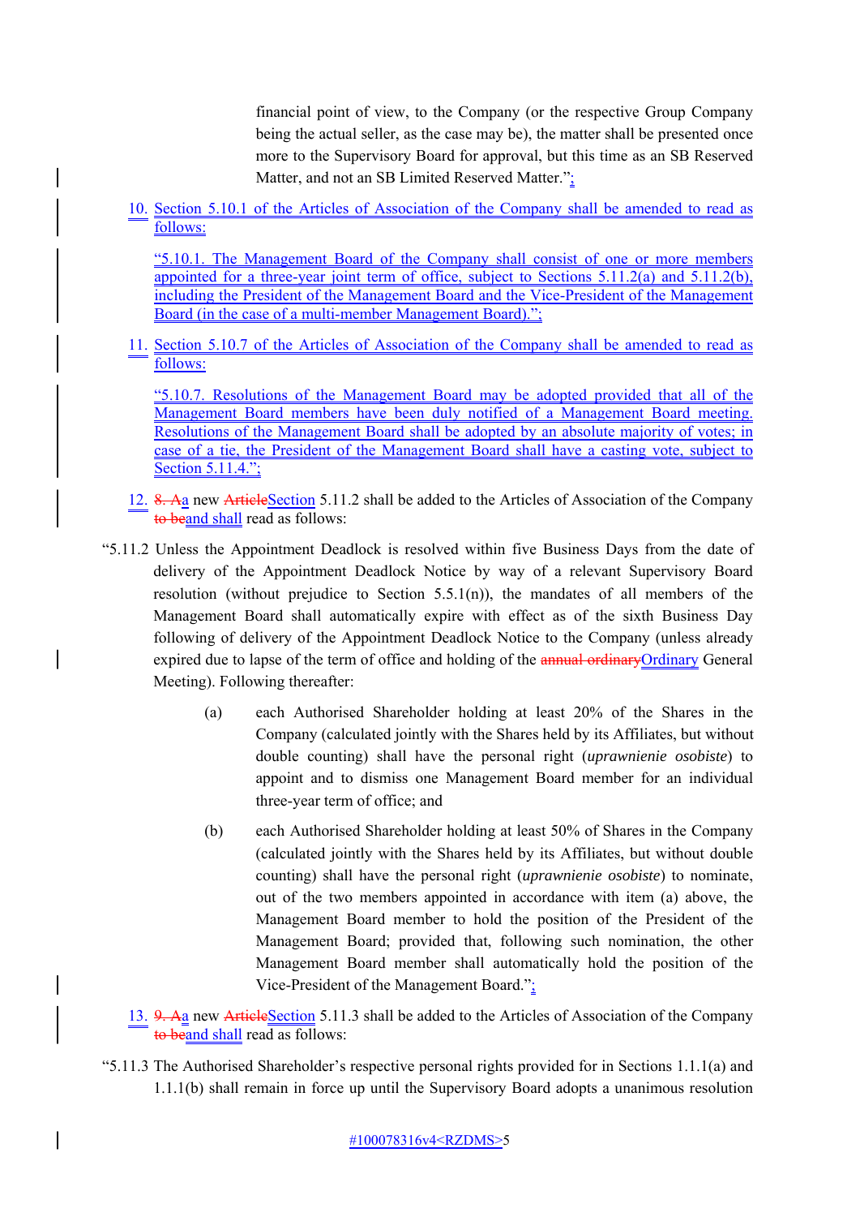financial point of view, to the Company (or the respective Group Company being the actual seller, as the case may be), the matter shall be presented once more to the Supervisory Board for approval, but this time as an SB Reserved Matter, and not an SB Limited Reserved Matter.";

10. Section 5.10.1 of the Articles of Association of the Company shall be amended to read as follows:

   "5.10.1. The Management Board of the Company shall consist of one or more members appointed for a three-year joint term of office, subject to Sections 5.11.2(a) and 5.11.2(b), including the President of the Management Board and the Vice-President of the Management Board (in the case of a multi-member Management Board).";

11. Section 5.10.7 of the Articles of Association of the Company shall be amended to read as follows:

   "5.10.7. Resolutions of the Management Board may be adopted provided that all of the Management Board members have been duly notified of a Management Board meeting. Resolutions of the Management Board shall be adopted by an absolute majority of votes; in case of a tie, the President of the Management Board shall have a casting vote, subject to Section 5.11.4.";

12. ~~8. A~~a new ~~Article~~Section 5.11.2 shall be added to the Articles of Association of the Company ~~to be~~and shall read as follows:

"5.11.2 Unless the Appointment Deadlock is resolved within five Business Days from the date of delivery of the Appointment Deadlock Notice by way of a relevant Supervisory Board resolution (without prejudice to Section 5.5.1(n)), the mandates of all members of the Management Board shall automatically expire with effect as of the sixth Business Day following of delivery of the Appointment Deadlock Notice to the Company (unless already expired due to lapse of the term of office and holding of the ~~annual ordinary~~Ordinary General Meeting). Following thereafter:

(a) each Authorised Shareholder holding at least 20% of the Shares in the Company (calculated jointly with the Shares held by its Affiliates, but without double counting) shall have the personal right (*uprawnienie osobiste*) to appoint and to dismiss one Management Board member for an individual three-year term of office; and

(b) each Authorised Shareholder holding at least 50% of Shares in the Company (calculated jointly with the Shares held by its Affiliates, but without double counting) shall have the personal right (*uprawnienie osobiste*) to nominate, out of the two members appointed in accordance with item (a) above, the Management Board member to hold the position of the President of the Management Board; provided that, following such nomination, the other Management Board member shall automatically hold the position of the Vice-President of the Management Board.";

13. ~~9. A~~a new ~~Article~~Section 5.11.3 shall be added to the Articles of Association of the Company ~~to be~~and shall read as follows:

"5.11.3 The Authorised Shareholder's respective personal rights provided for in Sections 1.1.1(a) and 1.1.1(b) shall remain in force up until the Supervisory Board adopts a unanimous resolution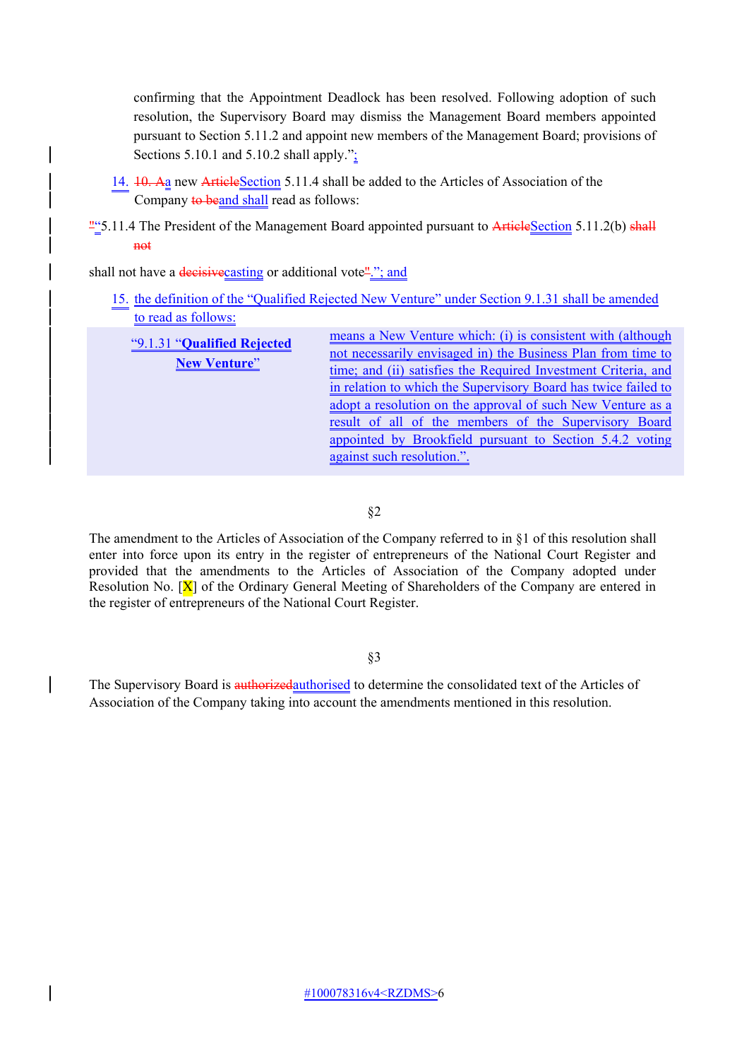confirming that the Appointment Deadlock has been resolved. Following adoption of such resolution, the Supervisory Board may dismiss the Management Board members appointed pursuant to Section 5.11.2 and appoint new members of the Management Board; provisions of Sections 5.10.1 and 5.10.2 shall apply.";

14. ~~10. A~~a new ~~Article~~Section 5.11.4 shall be added to the Articles of Association of the Company ~~to be~~and shall read as follows:

~~"~~"5.11.4 The President of the Management Board appointed pursuant to ~~Article~~Section 5.11.2(b) ~~shall not~~

shall not have a ~~decisive~~casting or additional vote~~"~~."; and

15. the definition of the "Qualified Rejected New Venture" under Section 9.1.31 shall be amended to read as follows:

| "9.1.31 "**Qualified Rejected New Venture**" | means a New Venture which: (i) is consistent with (although not necessarily envisaged in) the Business Plan from time to time; and (ii) satisfies the Required Investment Criteria, and in relation to which the Supervisory Board has twice failed to adopt a resolution on the approval of such New Venture as a result of all of the members of the Supervisory Board appointed by Brookfield pursuant to Section 5.4.2 voting against such resolution.". |
|---|---|

§2

The amendment to the Articles of Association of the Company referred to in §1 of this resolution shall enter into force upon its entry in the register of entrepreneurs of the National Court Register and provided that the amendments to the Articles of Association of the Company adopted under Resolution No. [X] of the Ordinary General Meeting of Shareholders of the Company are entered in the register of entrepreneurs of the National Court Register.

§3

The Supervisory Board is ~~authorized~~authorised to determine the consolidated text of the Articles of Association of the Company taking into account the amendments mentioned in this resolution.

#100078316v4<RZDMS>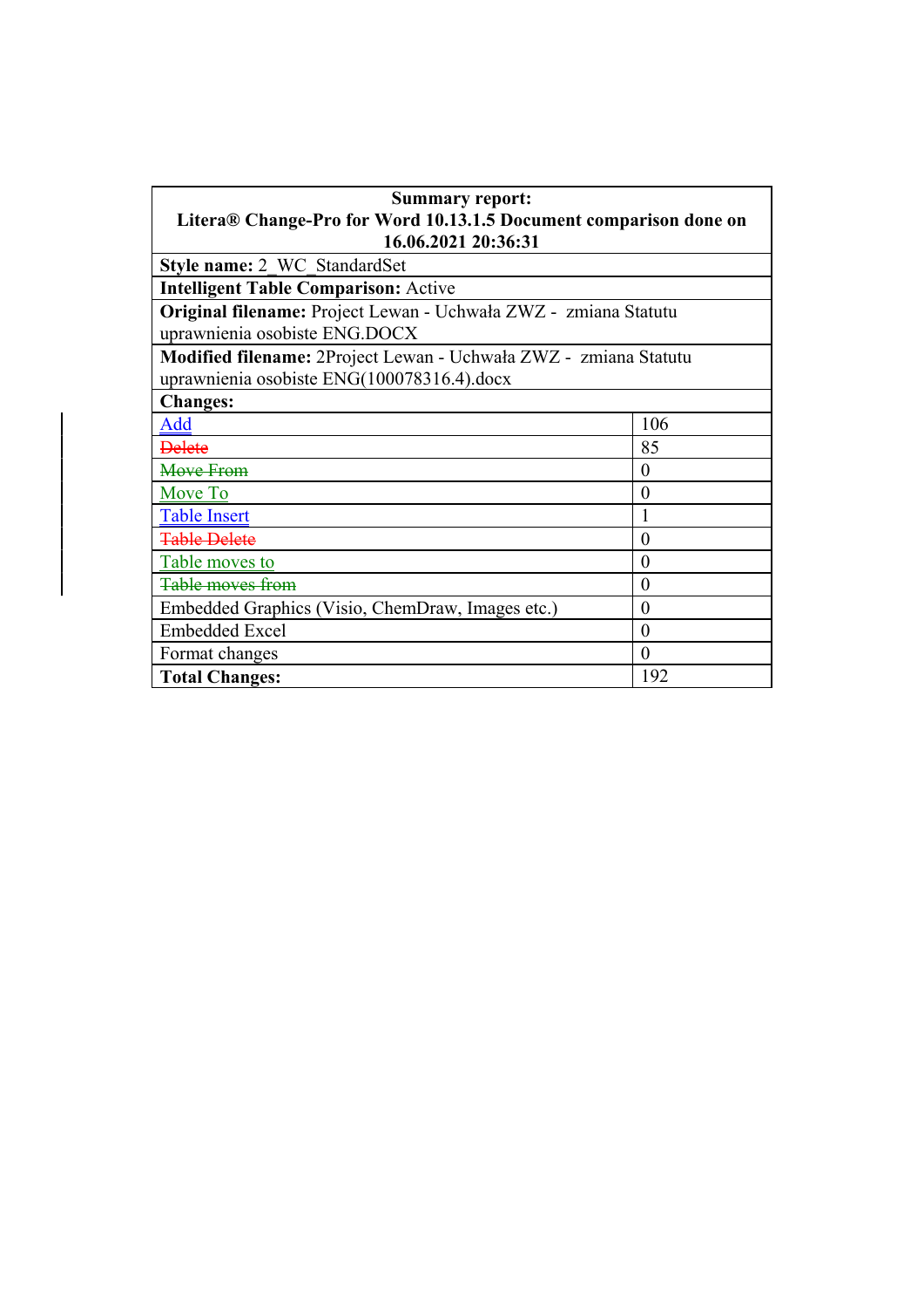| | |
|---|---|
| **Summary report:** **Litera® Change-Pro for Word 10.13.1.5 Document comparison done on 16.06.2021 20:36:31** | |
| **Style name:** 2_WC_StandardSet | |
| **Intelligent Table Comparison:** Active | |
| **Original filename:** Project Lewan - Uchwała ZWZ - zmiana Statutu uprawnienia osobiste ENG.DOCX | |
| **Modified filename:** 2Project Lewan - Uchwała ZWZ - zmiana Statutu uprawnienia osobiste ENG(100078316.4).docx | |
| **Changes:** | |
| Add | 106 |
| ~~Delete~~ | 85 |
| ~~Move From~~ | 0 |
| Move To | 0 |
| Table Insert | 1 |
| ~~Table Delete~~ | 0 |
| Table moves to | 0 |
| ~~Table moves from~~ | 0 |
| Embedded Graphics (Visio, ChemDraw, Images etc.) | 0 |
| Embedded Excel | 0 |
| Format changes | 0 |
| **Total Changes:** | 192 |